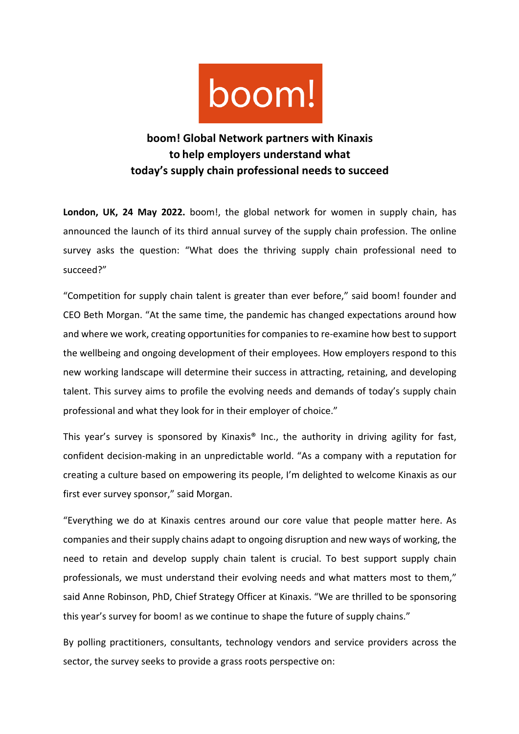boom!

# boom! Global Network partners with Kinaxis to help employers understand what today's supply chain professional needs to succeed

**London, UK, 24 May 2022.** boom!, the global network for women in supply chain, has announced the launch of its third annual survey of the supply chain profession. The online survey asks the question: "What does the thriving supply chain professional need to succeed?"

"Competition for supply chain talent is greater than ever before," said boom! founder and CEO Beth Morgan. "At the same time, the pandemic has changed expectations around how and where we work, creating opportunities for companies to re-examine how best to support the wellbeing and ongoing development of their employees. How employers respond to this new working landscape will determine their success in attracting, retaining, and developing talent. This survey aims to profile the evolving needs and demands of today's supply chain professional and what they look for in their employer of choice."

This year's survey is sponsored by Kinaxis® Inc., the authority in driving agility for fast, confident decision-making in an unpredictable world. "As a company with a reputation for creating a culture based on empowering its people, I'm delighted to welcome Kinaxis as our first ever survey sponsor," said Morgan.

"Everything we do at Kinaxis centres around our core value that people matter here. As companies and their supply chains adapt to ongoing disruption and new ways of working, the need to retain and develop supply chain talent is crucial. To best support supply chain professionals, we must understand their evolving needs and what matters most to them," said Anne Robinson, PhD, Chief Strategy Officer at Kinaxis. "We are thrilled to be sponsoring this year's survey for boom! as we continue to shape the future of supply chains."

By polling practitioners, consultants, technology vendors and service providers across the sector, the survey seeks to provide a grass roots perspective on: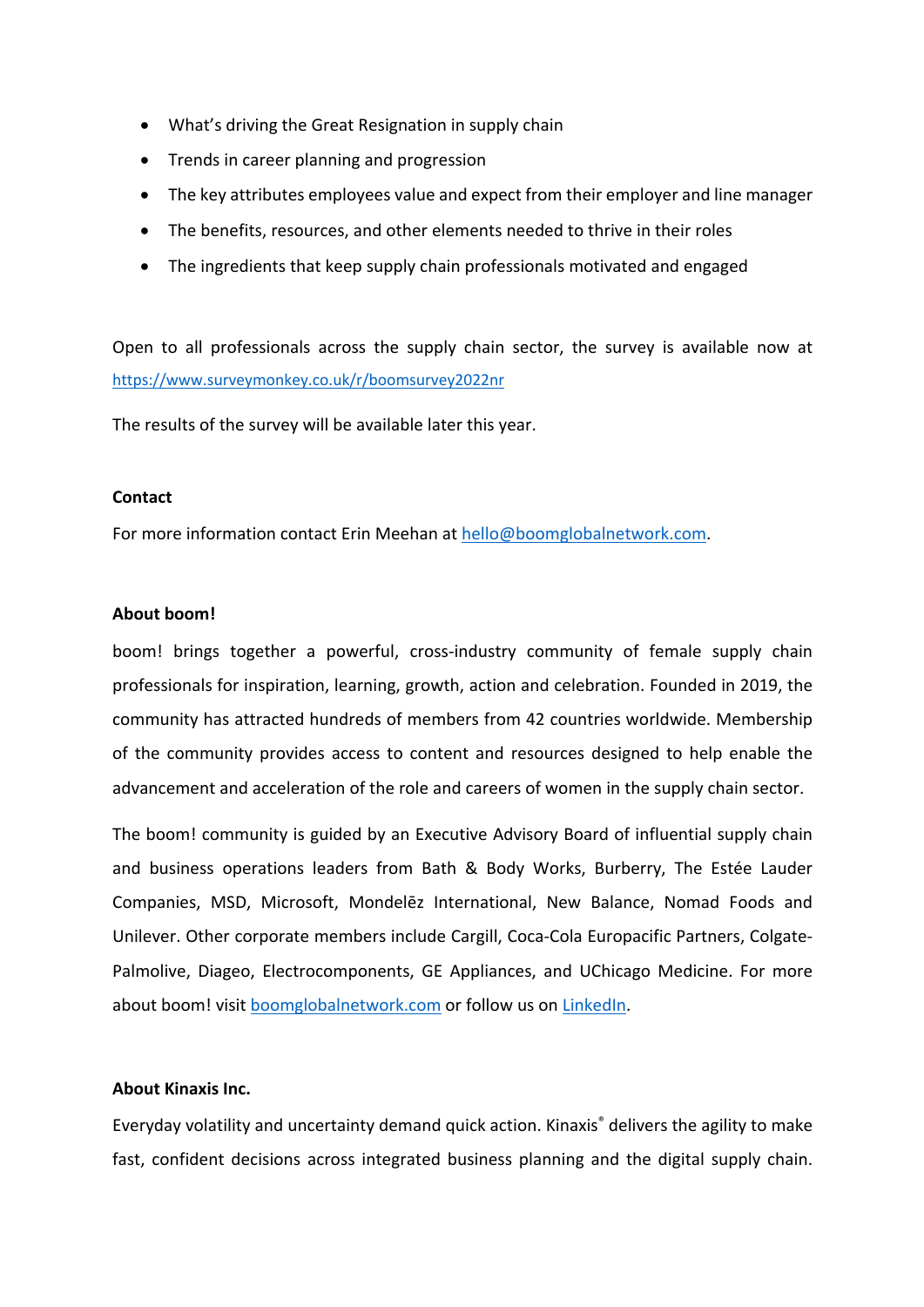- What's driving the Great Resignation in supply chain
- Trends in career planning and progression
- The key attributes employees value and expect from their employer and line manager
- The benefits, resources, and other elements needed to thrive in their roles
- The ingredients that keep supply chain professionals motivated and engaged

Open to all professionals across the supply chain sector, the survey is available now at https://www.surveymonkey.co.uk/r/boomsurvey2022nr

The results of the survey will be available later this year.

**Contact**

For more information contact Erin Meehan at hello@boomglobalnetwork.com.

**About boom!**

boom! brings together a powerful, cross-industry community of female supply chain professionals for inspiration, learning, growth, action and celebration. Founded in 2019, the community has attracted hundreds of members from 42 countries worldwide. Membership of the community provides access to content and resources designed to help enable the advancement and acceleration of the role and careers of women in the supply chain sector.

The boom! community is guided by an Executive Advisory Board of influential supply chain and business operations leaders from Bath & Body Works, Burberry, The Estée Lauder Companies, MSD, Microsoft, Mondelēz International, New Balance, Nomad Foods and Unilever. Other corporate members include Cargill, Coca-Cola Europacific Partners, Colgate-Palmolive, Diageo, Electrocomponents, GE Appliances, and UChicago Medicine. For more about boom! visit boomglobalnetwork.com or follow us on LinkedIn.

**About Kinaxis Inc.**

Everyday volatility and uncertainty demand quick action. Kinaxis® delivers the agility to make fast, confident decisions across integrated business planning and the digital supply chain.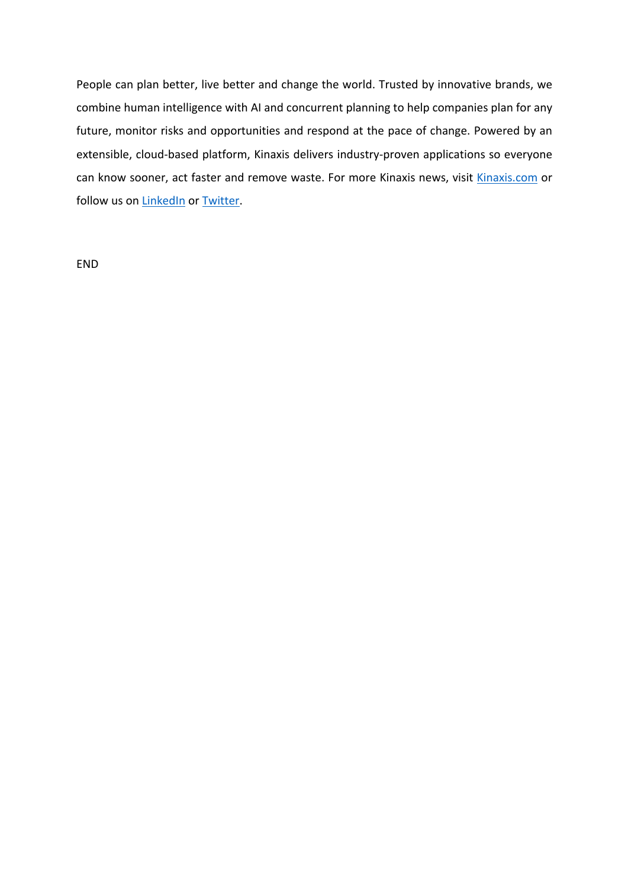People can plan better, live better and change the world. Trusted by innovative brands, we combine human intelligence with AI and concurrent planning to help companies plan for any future, monitor risks and opportunities and respond at the pace of change. Powered by an extensible, cloud-based platform, Kinaxis delivers industry-proven applications so everyone can know sooner, act faster and remove waste. For more Kinaxis news, visit Kinaxis.com or follow us on LinkedIn or Twitter.

END